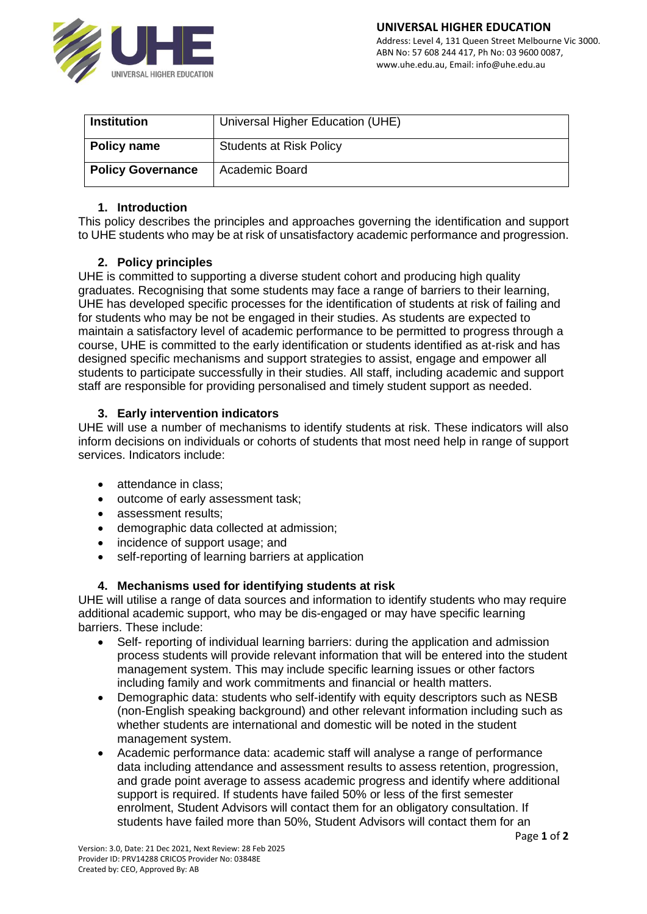| Institution | Universal Higher Education (UHE) |
|---|---|
| Policy name | Students at Risk Policy |
| Policy Governance | Academic Board |

## 1. Introduction

This policy describes the principles and approaches governing the identification and support to UHE students who may be at risk of unsatisfactory academic performance and progression.

## 2. Policy principles

UHE is committed to supporting a diverse student cohort and producing high quality graduates. Recognising that some students may face a range of barriers to their learning, UHE has developed specific processes for the identification of students at risk of failing and for students who may be not be engaged in their studies. As students are expected to maintain a satisfactory level of academic performance to be permitted to progress through a course, UHE is committed to the early identification or students identified as at-risk and has designed specific mechanisms and support strategies to assist, engage and empower all students to participate successfully in their studies. All staff, including academic and support staff are responsible for providing personalised and timely student support as needed.

## 3. Early intervention indicators

UHE will use a number of mechanisms to identify students at risk. These indicators will also inform decisions on individuals or cohorts of students that most need help in range of support services. Indicators include:

- attendance in class;
- outcome of early assessment task;
- assessment results;
- demographic data collected at admission;
- incidence of support usage; and
- self-reporting of learning barriers at application

## 4. Mechanisms used for identifying students at risk

UHE will utilise a range of data sources and information to identify students who may require additional academic support, who may be dis-engaged or may have specific learning barriers. These include:

- Self- reporting of individual learning barriers: during the application and admission process students will provide relevant information that will be entered into the student management system. This may include specific learning issues or other factors including family and work commitments and financial or health matters.
- Demographic data: students who self-identify with equity descriptors such as NESB (non-English speaking background) and other relevant information including such as whether students are international and domestic will be noted in the student management system.
- Academic performance data: academic staff will analyse a range of performance data including attendance and assessment results to assess retention, progression, and grade point average to assess academic progress and identify where additional support is required. If students have failed 50% or less of the first semester enrolment, Student Advisors will contact them for an obligatory consultation. If students have failed more than 50%, Student Advisors will contact them for an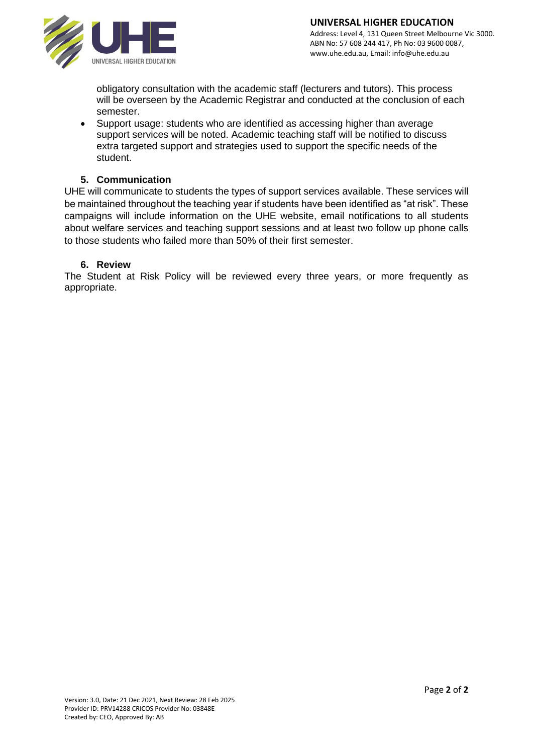- obligatory consultation with the academic staff (lecturers and tutors). This process will be overseen by the Academic Registrar and conducted at the conclusion of each semester.
- Support usage: students who are identified as accessing higher than average support services will be noted. Academic teaching staff will be notified to discuss extra targeted support and strategies used to support the specific needs of the student.

### 5. Communication

UHE will communicate to students the types of support services available. These services will be maintained throughout the teaching year if students have been identified as "at risk". These campaigns will include information on the UHE website, email notifications to all students about welfare services and teaching support sessions and at least two follow up phone calls to those students who failed more than 50% of their first semester.

### 6. Review

The Student at Risk Policy will be reviewed every three years, or more frequently as appropriate.